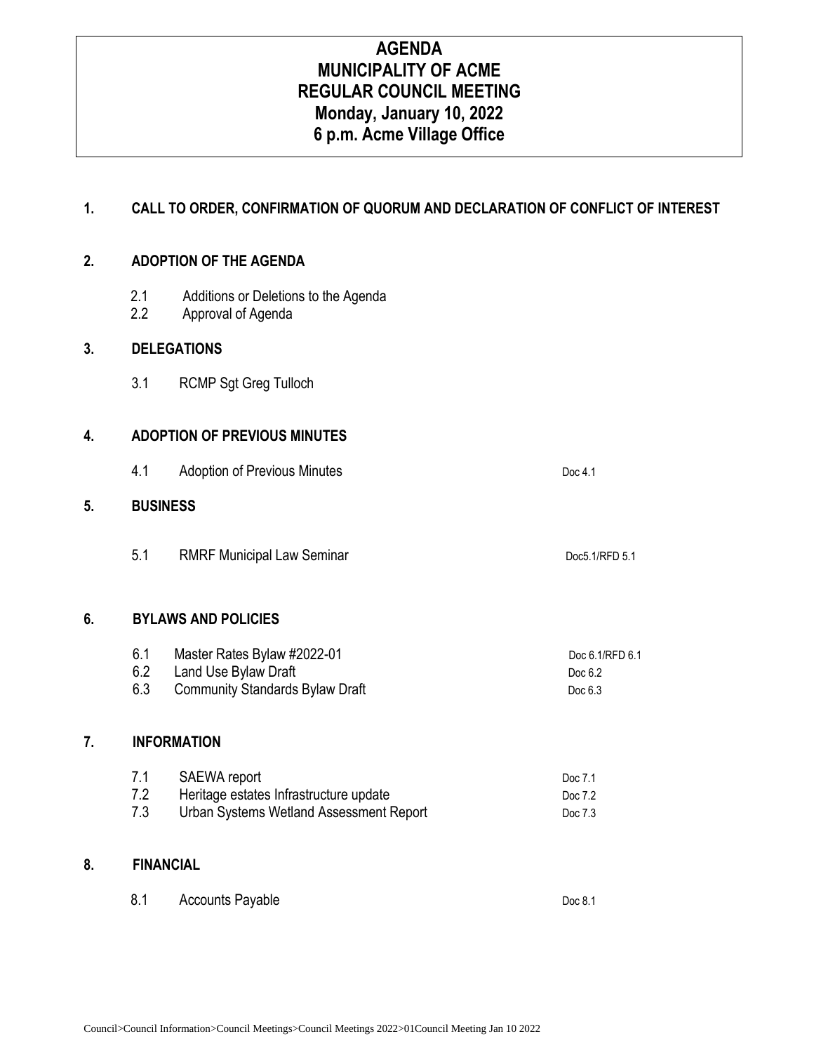# AGENDA
# MUNICIPALITY OF ACME
# REGULAR COUNCIL MEETING
# Monday, January 10, 2022
# 6 p.m. Acme Village Office

## 1. CALL TO ORDER, CONFIRMATION OF QUORUM AND DECLARATION OF CONFLICT OF INTEREST

## 2. ADOPTION OF THE AGENDA

2.1 Additions or Deletions to the Agenda
2.2 Approval of Agenda

## 3. DELEGATIONS

3.1 RCMP Sgt Greg Tulloch

## 4. ADOPTION OF PREVIOUS MINUTES

| | | |
|---|---|---|
| 4.1 | Adoption of Previous Minutes | Doc 4.1 |

## 5. BUSINESS

| | | |
|---|---|---|
| 5.1 | RMRF Municipal Law Seminar | Doc5.1/RFD 5.1 |

## 6. BYLAWS AND POLICIES

| | | |
|---|---|---|
| 6.1 | Master Rates Bylaw #2022-01 | Doc 6.1/RFD 6.1 |
| 6.2 | Land Use Bylaw Draft | Doc 6.2 |
| 6.3 | Community Standards Bylaw Draft | Doc 6.3 |

## 7. INFORMATION

| | | |
|---|---|---|
| 7.1 | SAEWA report | Doc 7.1 |
| 7.2 | Heritage estates Infrastructure update | Doc 7.2 |
| 7.3 | Urban Systems Wetland Assessment Report | Doc 7.3 |

## 8. FINANCIAL

| | | |
|---|---|---|
| 8.1 | Accounts Payable | Doc 8.1 |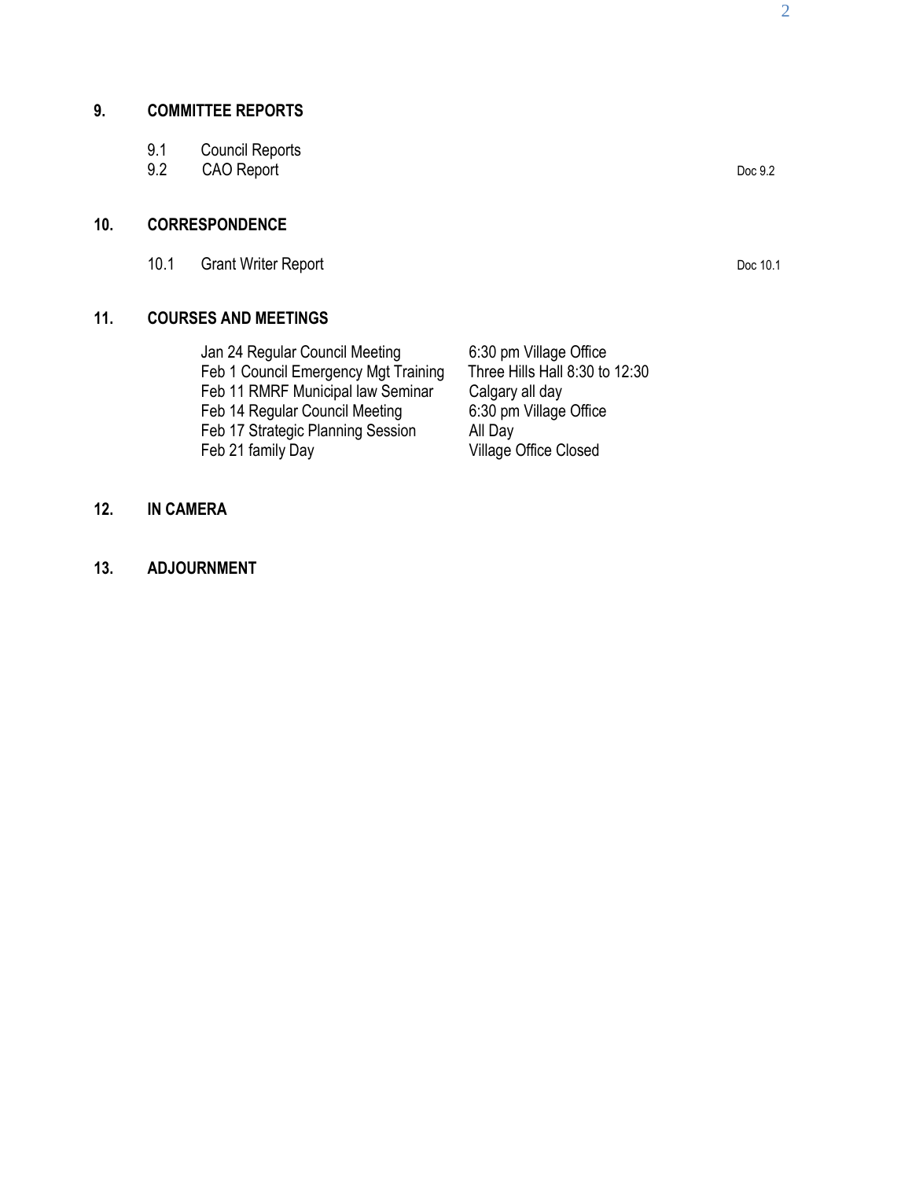## 9. COMMITTEE REPORTS

9.1 Council Reports

9.2 CAO Report — Doc 9.2

## 10. CORRESPONDENCE

10.1 Grant Writer Report — Doc 10.1

## 11. COURSES AND MEETINGS

| | |
|---|---|
| Jan 24 Regular Council Meeting | 6:30 pm Village Office |
| Feb 1 Council Emergency Mgt Training | Three Hills Hall 8:30 to 12:30 |
| Feb 11 RMRF Municipal law Seminar | Calgary all day |
| Feb 14 Regular Council Meeting | 6:30 pm Village Office |
| Feb 17 Strategic Planning Session | All Day |
| Feb 21 family Day | Village Office Closed |

## 12. IN CAMERA

## 13. ADJOURNMENT